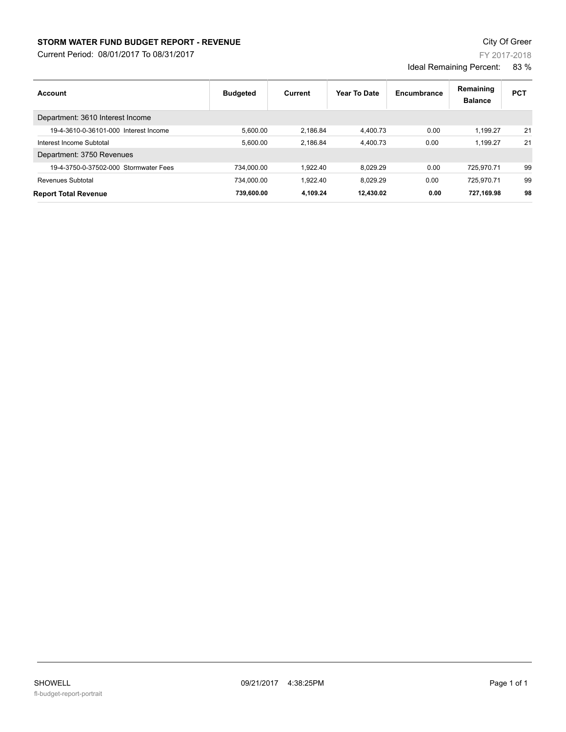**STORM WATER FUND BUDGET REPORT - REVENUE**

Current Period: 08/01/2017 To 08/31/2017

City Of Greer

FY 2017-2018

Ideal Remaining Percent: 83 %

| Account | Budgeted | Current | Year To Date | Encumbrance | Remaining Balance | PCT |
|---|---|---|---|---|---|---|
| Department: 3610 Interest Income | | | | | | |
| 19-4-3610-0-36101-000 Interest Income | 5,600.00 | 2,186.84 | 4,400.73 | 0.00 | 1,199.27 | 21 |
| Interest Income Subtotal | 5,600.00 | 2,186.84 | 4,400.73 | 0.00 | 1,199.27 | 21 |
| Department: 3750 Revenues | | | | | | |
| 19-4-3750-0-37502-000 Stormwater Fees | 734,000.00 | 1,922.40 | 8,029.29 | 0.00 | 725,970.71 | 99 |
| Revenues Subtotal | 734,000.00 | 1,922.40 | 8,029.29 | 0.00 | 725,970.71 | 99 |
| **Report Total Revenue** | **739,600.00** | **4,109.24** | **12,430.02** | **0.00** | **727,169.98** | **98** |

SHOWELL 09/21/2017 4:38:25PM

fl-budget-report-portrait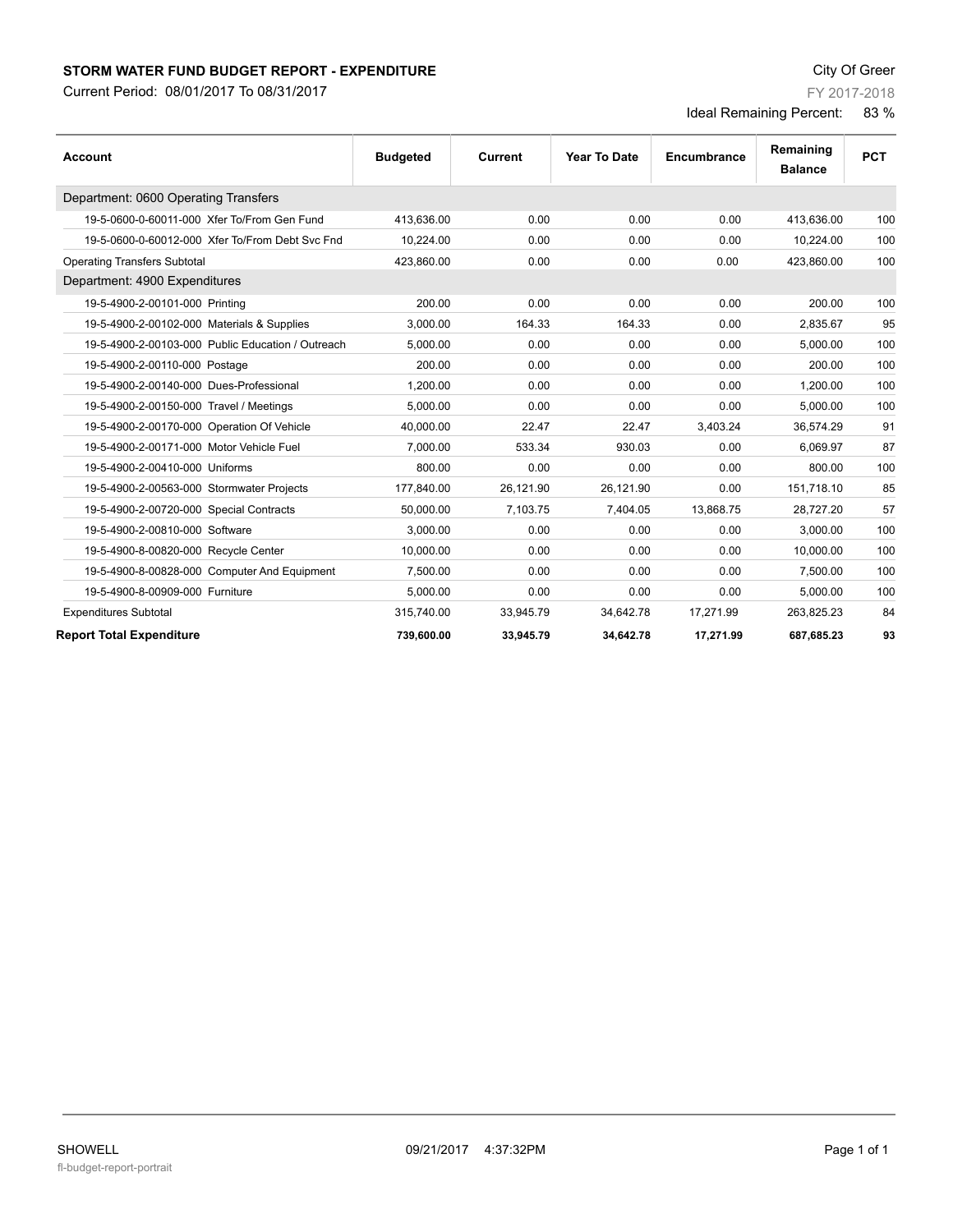**STORM WATER FUND BUDGET REPORT - EXPENDITURE**

Current Period: 08/01/2017 To 08/31/2017

City Of Greer

FY 2017-2018

Ideal Remaining Percent: 83 %

| Account | Budgeted | Current | Year To Date | Encumbrance | Remaining Balance | PCT |
|---|---|---|---|---|---|---|
| Department: 0600 Operating Transfers | | | | | | |
| 19-5-0600-0-60011-000 Xfer To/From Gen Fund | 413,636.00 | 0.00 | 0.00 | 0.00 | 413,636.00 | 100 |
| 19-5-0600-0-60012-000 Xfer To/From Debt Svc Fnd | 10,224.00 | 0.00 | 0.00 | 0.00 | 10,224.00 | 100 |
| Operating Transfers Subtotal | 423,860.00 | 0.00 | 0.00 | 0.00 | 423,860.00 | 100 |
| Department: 4900 Expenditures | | | | | | |
| 19-5-4900-2-00101-000 Printing | 200.00 | 0.00 | 0.00 | 0.00 | 200.00 | 100 |
| 19-5-4900-2-00102-000 Materials & Supplies | 3,000.00 | 164.33 | 164.33 | 0.00 | 2,835.67 | 95 |
| 19-5-4900-2-00103-000 Public Education / Outreach | 5,000.00 | 0.00 | 0.00 | 0.00 | 5,000.00 | 100 |
| 19-5-4900-2-00110-000 Postage | 200.00 | 0.00 | 0.00 | 0.00 | 200.00 | 100 |
| 19-5-4900-2-00140-000 Dues-Professional | 1,200.00 | 0.00 | 0.00 | 0.00 | 1,200.00 | 100 |
| 19-5-4900-2-00150-000 Travel / Meetings | 5,000.00 | 0.00 | 0.00 | 0.00 | 5,000.00 | 100 |
| 19-5-4900-2-00170-000 Operation Of Vehicle | 40,000.00 | 22.47 | 22.47 | 3,403.24 | 36,574.29 | 91 |
| 19-5-4900-2-00171-000 Motor Vehicle Fuel | 7,000.00 | 533.34 | 930.03 | 0.00 | 6,069.97 | 87 |
| 19-5-4900-2-00410-000 Uniforms | 800.00 | 0.00 | 0.00 | 0.00 | 800.00 | 100 |
| 19-5-4900-2-00563-000 Stormwater Projects | 177,840.00 | 26,121.90 | 26,121.90 | 0.00 | 151,718.10 | 85 |
| 19-5-4900-2-00720-000 Special Contracts | 50,000.00 | 7,103.75 | 7,404.05 | 13,868.75 | 28,727.20 | 57 |
| 19-5-4900-2-00810-000 Software | 3,000.00 | 0.00 | 0.00 | 0.00 | 3,000.00 | 100 |
| 19-5-4900-8-00820-000 Recycle Center | 10,000.00 | 0.00 | 0.00 | 0.00 | 10,000.00 | 100 |
| 19-5-4900-8-00828-000 Computer And Equipment | 7,500.00 | 0.00 | 0.00 | 0.00 | 7,500.00 | 100 |
| 19-5-4900-8-00909-000 Furniture | 5,000.00 | 0.00 | 0.00 | 0.00 | 5,000.00 | 100 |
| Expenditures Subtotal | 315,740.00 | 33,945.79 | 34,642.78 | 17,271.99 | 263,825.23 | 84 |
| **Report Total Expenditure** | **739,600.00** | **33,945.79** | **34,642.78** | **17,271.99** | **687,685.23** | **93** |

SHOWELL 09/21/2017 4:37:32PM

fl-budget-report-portrait